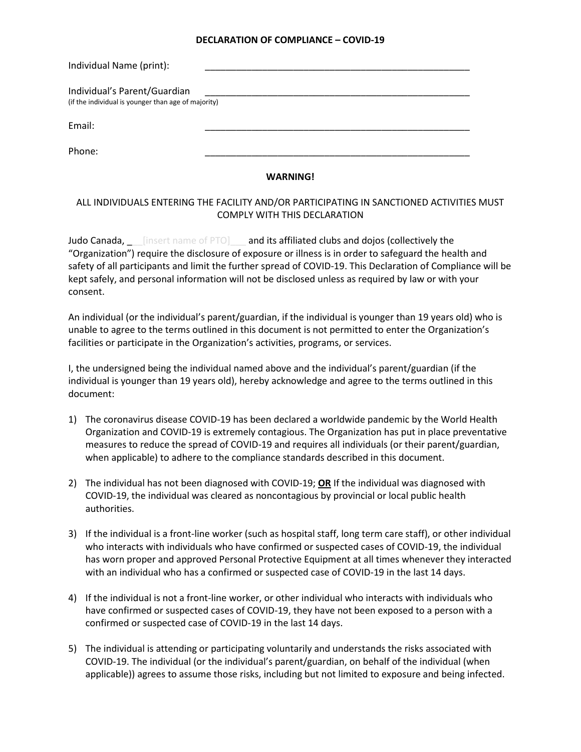## DECLARATION OF COMPLIANCE – COVID-19

Individual Name (print): ____________________________________________________

Individual's Parent/Guardian ____________________________________________________
(if the individual is younger than age of majority)

Email: ____________________________________________________

Phone: ____________________________________________________

**WARNING!**

ALL INDIVIDUALS ENTERING THE FACILITY AND/OR PARTICIPATING IN SANCTIONED ACTIVITIES MUST COMPLY WITH THIS DECLARATION

Judo Canada, ___[insert name of PTO]___ and its affiliated clubs and dojos (collectively the "Organization") require the disclosure of exposure or illness is in order to safeguard the health and safety of all participants and limit the further spread of COVID-19. This Declaration of Compliance will be kept safely, and personal information will not be disclosed unless as required by law or with your consent.

An individual (or the individual's parent/guardian, if the individual is younger than 19 years old) who is unable to agree to the terms outlined in this document is not permitted to enter the Organization's facilities or participate in the Organization's activities, programs, or services.

I, the undersigned being the individual named above and the individual's parent/guardian (if the individual is younger than 19 years old), hereby acknowledge and agree to the terms outlined in this document:

1) The coronavirus disease COVID-19 has been declared a worldwide pandemic by the World Health Organization and COVID-19 is extremely contagious. The Organization has put in place preventative measures to reduce the spread of COVID-19 and requires all individuals (or their parent/guardian, when applicable) to adhere to the compliance standards described in this document.

2) The individual has not been diagnosed with COVID-19; **OR** If the individual was diagnosed with COVID-19, the individual was cleared as noncontagious by provincial or local public health authorities.

3) If the individual is a front-line worker (such as hospital staff, long term care staff), or other individual who interacts with individuals who have confirmed or suspected cases of COVID-19, the individual has worn proper and approved Personal Protective Equipment at all times whenever they interacted with an individual who has a confirmed or suspected case of COVID-19 in the last 14 days.

4) If the individual is not a front-line worker, or other individual who interacts with individuals who have confirmed or suspected cases of COVID-19, they have not been exposed to a person with a confirmed or suspected case of COVID-19 in the last 14 days.

5) The individual is attending or participating voluntarily and understands the risks associated with COVID-19. The individual (or the individual's parent/guardian, on behalf of the individual (when applicable)) agrees to assume those risks, including but not limited to exposure and being infected.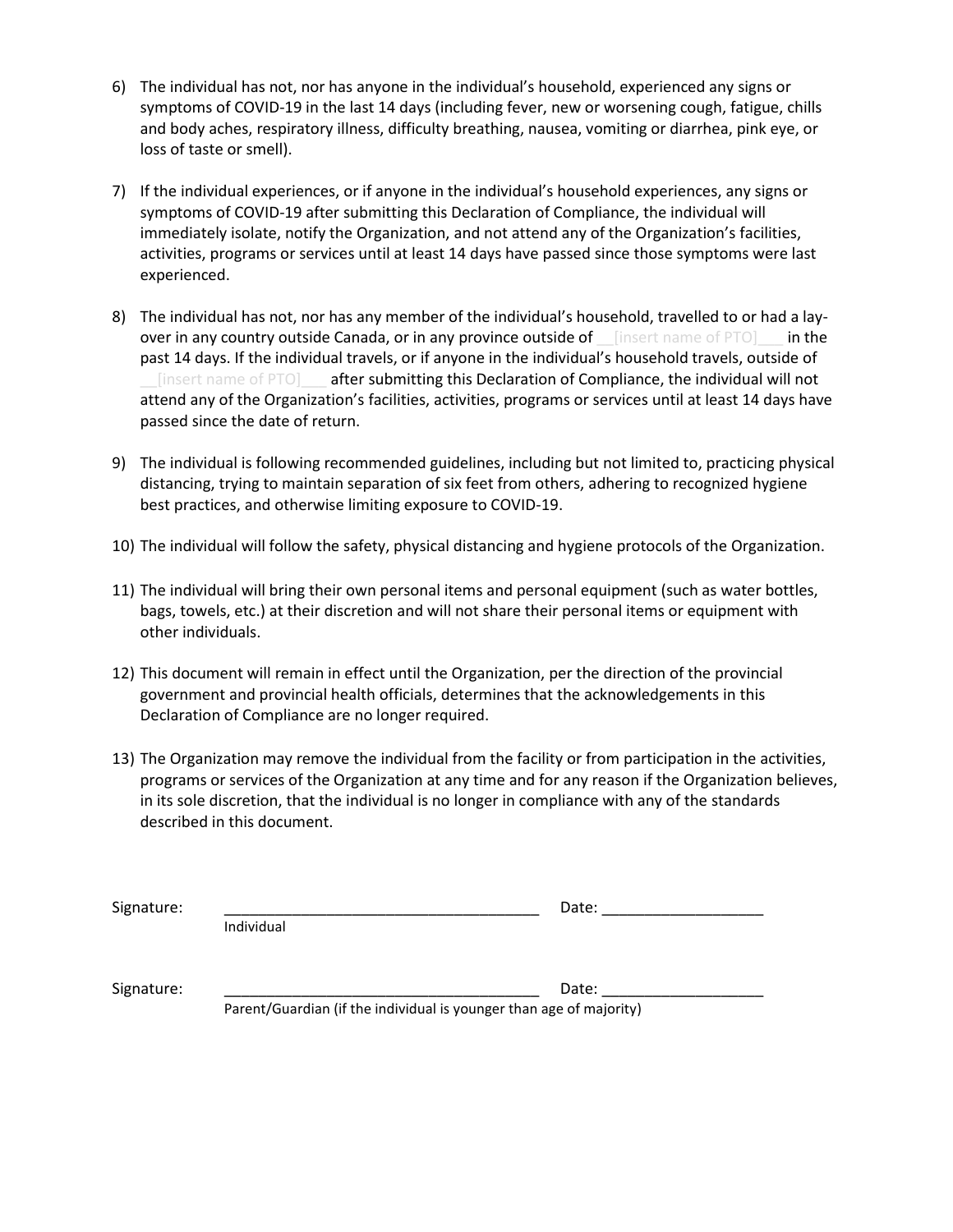6) The individual has not, nor has anyone in the individual's household, experienced any signs or symptoms of COVID-19 in the last 14 days (including fever, new or worsening cough, fatigue, chills and body aches, respiratory illness, difficulty breathing, nausea, vomiting or diarrhea, pink eye, or loss of taste or smell).

7) If the individual experiences, or if anyone in the individual's household experiences, any signs or symptoms of COVID-19 after submitting this Declaration of Compliance, the individual will immediately isolate, notify the Organization, and not attend any of the Organization's facilities, activities, programs or services until at least 14 days have passed since those symptoms were last experienced.

8) The individual has not, nor has any member of the individual's household, travelled to or had a lay-over in any country outside Canada, or in any province outside of __[insert name of PTO]___ in the past 14 days. If the individual travels, or if anyone in the individual's household travels, outside of __[insert name of PTO]___ after submitting this Declaration of Compliance, the individual will not attend any of the Organization's facilities, activities, programs or services until at least 14 days have passed since the date of return.

9) The individual is following recommended guidelines, including but not limited to, practicing physical distancing, trying to maintain separation of six feet from others, adhering to recognized hygiene best practices, and otherwise limiting exposure to COVID-19.

10) The individual will follow the safety, physical distancing and hygiene protocols of the Organization.

11) The individual will bring their own personal items and personal equipment (such as water bottles, bags, towels, etc.) at their discretion and will not share their personal items or equipment with other individuals.

12) This document will remain in effect until the Organization, per the direction of the provincial government and provincial health officials, determines that the acknowledgements in this Declaration of Compliance are no longer required.

13) The Organization may remove the individual from the facility or from participation in the activities, programs or services of the Organization at any time and for any reason if the Organization believes, in its sole discretion, that the individual is no longer in compliance with any of the standards described in this document.

Signature: _____________________________________ Date: ___________________
Individual

Signature: _____________________________________ Date: ___________________
Parent/Guardian (if the individual is younger than age of majority)